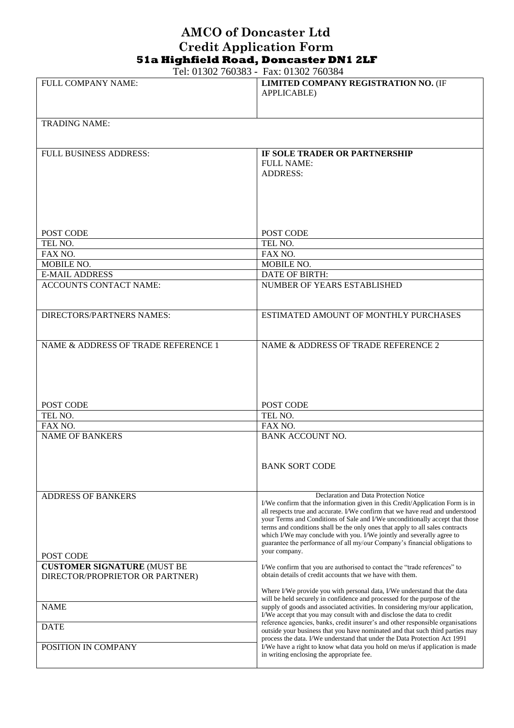# AMCO of Doncaster Ltd
# Credit Application Form
### 51a Highfield Road, Doncaster DN1 2LF

Tel: 01302 760383 - Fax: 01302 760384

| FULL COMPANY NAME: | **LIMITED COMPANY REGISTRATION NO.** (IF APPLICABLE) |
|---|---|
| TRADING NAME: | |
| FULL BUSINESS ADDRESS: | **IF SOLE TRADER OR PARTNERSHIP** FULL NAME: ADDRESS: |
| POST CODE | POST CODE |
| TEL NO. | TEL NO. |
| FAX NO. | FAX NO. |
| MOBILE NO. | MOBILE NO. |
| E-MAIL ADDRESS | DATE OF BIRTH: |
| ACCOUNTS CONTACT NAME: | NUMBER OF YEARS ESTABLISHED |
| DIRECTORS/PARTNERS NAMES: | ESTIMATED AMOUNT OF MONTHLY PURCHASES |
| NAME & ADDRESS OF TRADE REFERENCE 1 | NAME & ADDRESS OF TRADE REFERENCE 2 |
| POST CODE | POST CODE |
| TEL NO. | TEL NO. |
| FAX NO. | FAX NO. |
| NAME OF BANKERS | BANK ACCOUNT NO. BANK SORT CODE |
| ADDRESS OF BANKERS POST CODE | Declaration and Data Protection Notice |
| **CUSTOMER SIGNATURE** (MUST BE DIRECTOR/PROPRIETOR OR PARTNER) | |
| NAME | |
| DATE | |
| POSITION IN COMPANY | |

**Declaration and Data Protection Notice**

I/We confirm that the information given in this Credit/Application Form is in all respects true and accurate. I/We confirm that we have read and understood your Terms and Conditions of Sale and I/We unconditionally accept that those terms and conditions shall be the only ones that apply to all sales contracts which I/We may conclude with you. I/We jointly and severally agree to guarantee the performance of all my/our Company's financial obligations to your company.

I/We confirm that you are authorised to contact the "trade references" to obtain details of credit accounts that we have with them.

Where I/We provide you with personal data, I/We understand that the data will be held securely in confidence and processed for the purpose of the supply of goods and associated activities. In considering my/our application, I/We accept that you may consult with and disclose the data to credit reference agencies, banks, credit insurer's and other responsible organisations outside your business that you have nominated and that such third parties may process the data. I/We understand that under the Data Protection Act 1991 I/We have a right to know what data you hold on me/us if application is made in writing enclosing the appropriate fee.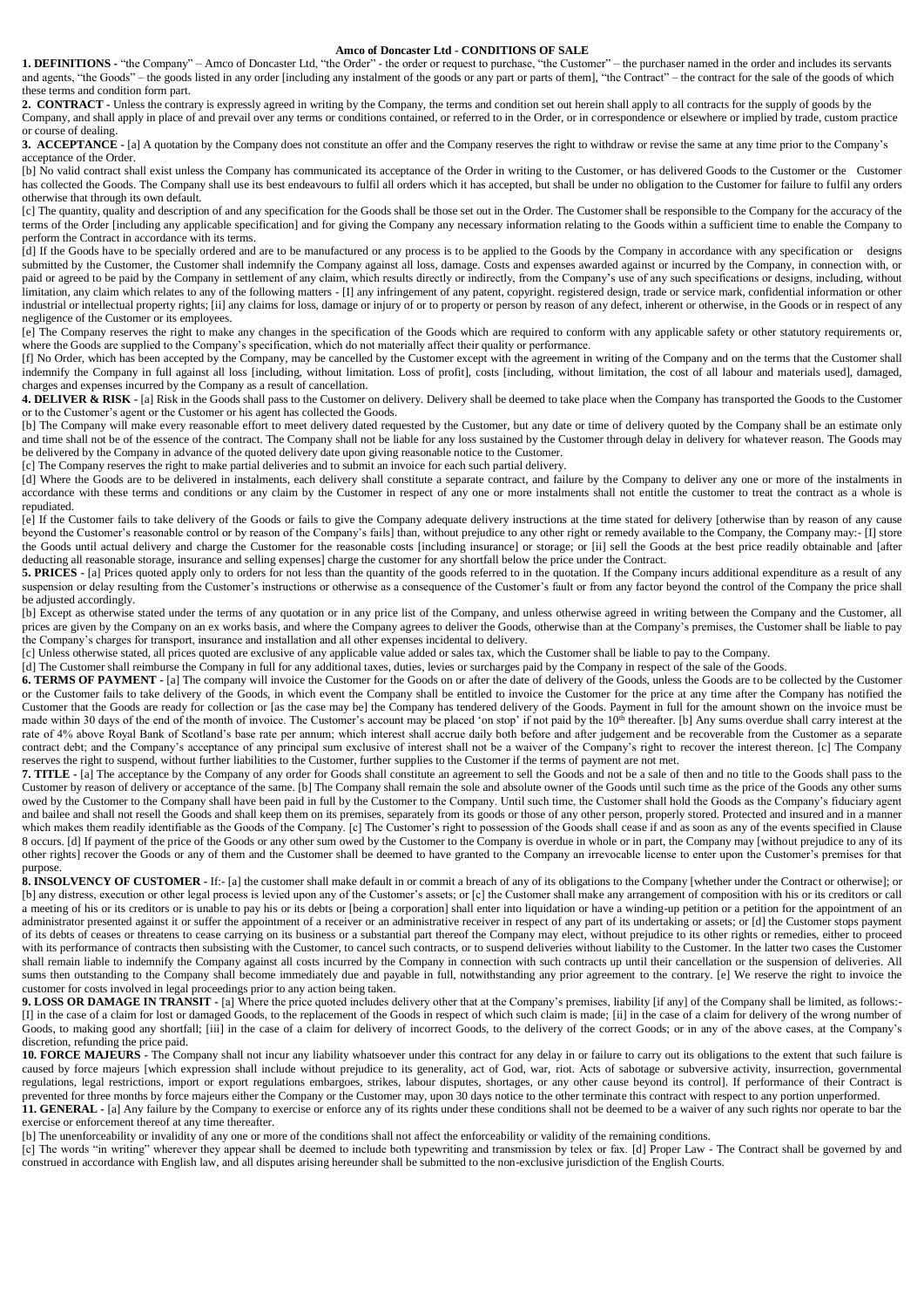# Amco of Doncaster Ltd - CONDITIONS OF SALE

**1. DEFINITIONS -** "the Company" – Amco of Doncaster Ltd, "the Order" - the order or request to purchase, "the Customer" – the purchaser named in the order and includes its servants and agents, "the Goods" – the goods listed in any order [including any instalment of the goods or any part or parts of them], "the Contract" – the contract for the sale of the goods of which these terms and condition form part.

**2. CONTRACT -** Unless the contrary is expressly agreed in writing by the Company, the terms and condition set out herein shall apply to all contracts for the supply of goods by the Company, and shall apply in place of and prevail over any terms or conditions contained, or referred to in the Order, or in correspondence or elsewhere or implied by trade, custom practice or course of dealing.

**3. ACCEPTANCE -** [a] A quotation by the Company does not constitute an offer and the Company reserves the right to withdraw or revise the same at any time prior to the Company's acceptance of the Order.

[b] No valid contract shall exist unless the Company has communicated its acceptance of the Order in writing to the Customer, or has delivered Goods to the Customer or the Customer has collected the Goods. The Company shall use its best endeavours to fulfil all orders which it has accepted, but shall be under no obligation to the Customer for failure to fulfil any orders otherwise that through its own default.

[c] The quantity, quality and description of and any specification for the Goods shall be those set out in the Order. The Customer shall be responsible to the Company for the accuracy of the terms of the Order [including any applicable specification] and for giving the Company any necessary information relating to the Goods within a sufficient time to enable the Company to perform the Contract in accordance with its terms.

[d] If the Goods have to be specially ordered and are to be manufactured or any process is to be applied to the Goods by the Company in accordance with any specification or designs submitted by the Customer, the Customer shall indemnify the Company against all loss, damage. Costs and expenses awarded against or incurred by the Company, in connection with, or paid or agreed to be paid by the Company in settlement of any claim, which results directly or indirectly, from the Company's use of any such specifications or designs, including, without limitation, any claim which relates to any of the following matters - [I] any infringement of any patent, copyright. registered design, trade or service mark, confidential information or other industrial or intellectual property rights; [ii] any claims for loss, damage or injury of or to property or person by reason of any defect, inherent or otherwise, in the Goods or in respect of any negligence of the Customer or its employees.

[e] The Company reserves the right to make any changes in the specification of the Goods which are required to conform with any applicable safety or other statutory requirements or, where the Goods are supplied to the Company's specification, which do not materially affect their quality or performance.

[f] No Order, which has been accepted by the Company, may be cancelled by the Customer except with the agreement in writing of the Company and on the terms that the Customer shall indemnify the Company in full against all loss [including, without limitation. Loss of profit], costs [including, without limitation, the cost of all labour and materials used], damaged, charges and expenses incurred by the Company as a result of cancellation.

**4. DELIVER & RISK -** [a] Risk in the Goods shall pass to the Customer on delivery. Delivery shall be deemed to take place when the Company has transported the Goods to the Customer or to the Customer's agent or the Customer or his agent has collected the Goods.

[b] The Company will make every reasonable effort to meet delivery dated requested by the Customer, but any date or time of delivery quoted by the Company shall be an estimate only and time shall not be of the essence of the contract. The Company shall not be liable for any loss sustained by the Customer through delay in delivery for whatever reason. The Goods may be delivered by the Company in advance of the quoted delivery date upon giving reasonable notice to the Customer.

[c] The Company reserves the right to make partial deliveries and to submit an invoice for each such partial delivery.

[d] Where the Goods are to be delivered in instalments, each delivery shall constitute a separate contract, and failure by the Company to deliver any one or more of the instalments in accordance with these terms and conditions or any claim by the Customer in respect of any one or more instalments shall not entitle the customer to treat the contract as a whole is repudiated.

[e] If the Customer fails to take delivery of the Goods or fails to give the Company adequate delivery instructions at the time stated for delivery [otherwise than by reason of any cause beyond the Customer's reasonable control or by reason of the Company's fails] than, without prejudice to any other right or remedy available to the Company, the Company may:- [I] store the Goods until actual delivery and charge the Customer for the reasonable costs [including insurance] or storage; or [ii] sell the Goods at the best price readily obtainable and [after deducting all reasonable storage, insurance and selling expenses] charge the customer for any shortfall below the price under the Contract.

**5. PRICES -** [a] Prices quoted apply only to orders for not less than the quantity of the goods referred to in the quotation. If the Company incurs additional expenditure as a result of any suspension or delay resulting from the Customer's instructions or otherwise as a consequence of the Customer's fault or from any factor beyond the control of the Company the price shall be adjusted accordingly.

[b] Except as otherwise stated under the terms of any quotation or in any price list of the Company, and unless otherwise agreed in writing between the Company and the Customer, all prices are given by the Company on an ex works basis, and where the Company agrees to deliver the Goods, otherwise than at the Company's premises, the Customer shall be liable to pay the Company's charges for transport, insurance and installation and all other expenses incidental to delivery.

[c] Unless otherwise stated, all prices quoted are exclusive of any applicable value added or sales tax, which the Customer shall be liable to pay to the Company.

[d] The Customer shall reimburse the Company in full for any additional taxes, duties, levies or surcharges paid by the Company in respect of the sale of the Goods.

**6. TERMS OF PAYMENT -** [a] The company will invoice the Customer for the Goods on or after the date of delivery of the Goods, unless the Goods are to be collected by the Customer or the Customer fails to take delivery of the Goods, in which event the Company shall be entitled to invoice the Customer for the price at any time after the Company has notified the Customer that the Goods are ready for collection or [as the case may be] the Company has tendered delivery of the Goods. Payment in full for the amount shown on the invoice must be made within 30 days of the end of the month of invoice. The Customer's account may be placed 'on stop' if not paid by the 10th thereafter. [b] Any sums overdue shall carry interest at the rate of 4% above Royal Bank of Scotland's base rate per annum; which interest shall accrue daily both before and after judgement and be recoverable from the Customer as a separate contract debt; and the Company's acceptance of any principal sum exclusive of interest shall not be a waiver of the Company's right to recover the interest thereon. [c] The Company reserves the right to suspend, without further liabilities to the Customer, further supplies to the Customer if the terms of payment are not met.

**7. TITLE -** [a] The acceptance by the Company of any order for Goods shall constitute an agreement to sell the Goods and not be a sale of then and no title to the Goods shall pass to the Customer by reason of delivery or acceptance of the same. [b] The Company shall remain the sole and absolute owner of the Goods until such time as the price of the Goods any other sums owed by the Customer to the Company shall have been paid in full by the Customer to the Company. Until such time, the Customer shall hold the Goods as the Company's fiduciary agent and bailee and shall not resell the Goods and shall keep them on its premises, separately from its goods or those of any other person, properly stored. Protected and insured and in a manner which makes them readily identifiable as the Goods of the Company. [c] The Customer's right to possession of the Goods shall cease if and as soon as any of the events specified in Clause 8 occurs. [d] If payment of the price of the Goods or any other sum owed by the Customer to the Company is overdue in whole or in part, the Company may [without prejudice to any of its other rights] recover the Goods or any of them and the Customer shall be deemed to have granted to the Company an irrevocable license to enter upon the Customer's premises for that purpose.

**8. INSOLVENCY OF CUSTOMER -** If:- [a] the customer shall make default in or commit a breach of any of its obligations to the Company [whether under the Contract or otherwise]; or [b] any distress, execution or other legal process is levied upon any of the Customer's assets; or [c] the Customer shall make any arrangement of composition with his or its creditors or call a meeting of his or its creditors or is unable to pay his or its debts or [being a corporation] shall enter into liquidation or have a winding-up petition or a petition for the appointment of an administrator presented against it or suffer the appointment of a receiver or an administrative receiver in respect of any part of its undertaking or assets; or [d] the Customer stops payment of its debts of ceases or threatens to cease carrying on its business or a substantial part thereof the Company may elect, without prejudice to its other rights or remedies, either to proceed with its performance of contracts then subsisting with the Customer, to cancel such contracts, or to suspend deliveries without liability to the Customer. In the latter two cases the Customer shall remain liable to indemnify the Company against all costs incurred by the Company in connection with such contracts up until their cancellation or the suspension of deliveries. All sums then outstanding to the Company shall become immediately due and payable in full, notwithstanding any prior agreement to the contrary. [e] We reserve the right to invoice the customer for costs involved in legal proceedings prior to any action being taken.

**9. LOSS OR DAMAGE IN TRANSIT -** [a] Where the price quoted includes delivery other that at the Company's premises, liability [if any] of the Company shall be limited, as follows:- [I] in the case of a claim for lost or damaged Goods, to the replacement of the Goods in respect of which such claim is made; [ii] in the case of a claim for delivery of the wrong number of Goods, to making good any shortfall; [iii] in the case of a claim for delivery of incorrect Goods, to the delivery of the correct Goods; or in any of the above cases, at the Company's discretion, refunding the price paid.

**10. FORCE MAJEURS -** The Company shall not incur any liability whatsoever under this contract for any delay in or failure to carry out its obligations to the extent that such failure is caused by force majeurs [which expression shall include without prejudice to its generality, act of God, war, riot. Acts of sabotage or subversive activity, insurrection, governmental regulations, legal restrictions, import or export regulations embargoes, strikes, labour disputes, shortages, or any other cause beyond its control]. If performance of their Contract is prevented for three months by force majeurs either the Company or the Customer may, upon 30 days notice to the other terminate this contract with respect to any portion unperformed.

**11. GENERAL -** [a] Any failure by the Company to exercise or enforce any of its rights under these conditions shall not be deemed to be a waiver of any such rights nor operate to bar the exercise or enforcement thereof at any time thereafter.

[b] The unenforceability or invalidity of any one or more of the conditions shall not affect the enforceability or validity of the remaining conditions.

[c] The words "in writing" wherever they appear shall be deemed to include both typewriting and transmission by telex or fax. [d] Proper Law - The Contract shall be governed by and construed in accordance with English law, and all disputes arising hereunder shall be submitted to the non-exclusive jurisdiction of the English Courts.